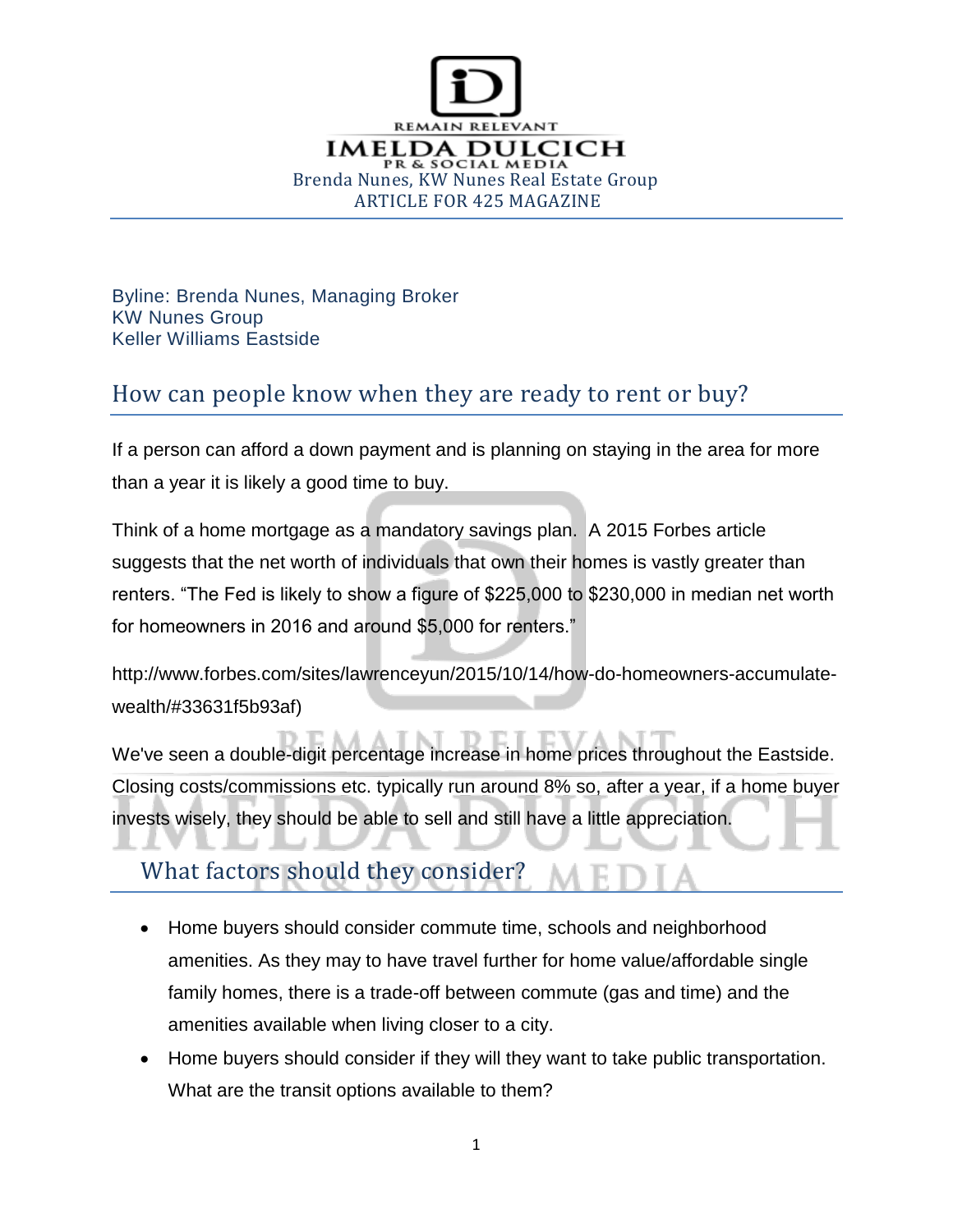IMELDA DULCICH
PR & SOCIAL MEDIA
REMAIN RELEVANT

Brenda Nunes, KW Nunes Real Estate Group
ARTICLE FOR 425 MAGAZINE

Byline: Brenda Nunes, Managing Broker
KW Nunes Group
Keller Williams Eastside

## How can people know when they are ready to rent or buy?

If a person can afford a down payment and is planning on staying in the area for more than a year it is likely a good time to buy.

Think of a home mortgage as a mandatory savings plan. A 2015 Forbes article suggests that the net worth of individuals that own their homes is vastly greater than renters. "The Fed is likely to show a figure of $225,000 to $230,000 in median net worth for homeowners in 2016 and around $5,000 for renters."

http://www.forbes.com/sites/lawrenceyun/2015/10/14/how-do-homeowners-accumulate-wealth/#33631f5b93af)

We've seen a double-digit percentage increase in home prices throughout the Eastside. Closing costs/commissions etc. typically run around 8% so, after a year, if a home buyer invests wisely, they should be able to sell and still have a little appreciation.

## What factors should they consider?

- Home buyers should consider commute time, schools and neighborhood amenities. As they may to have travel further for home value/affordable single family homes, there is a trade-off between commute (gas and time) and the amenities available when living closer to a city.
- Home buyers should consider if they will they want to take public transportation. What are the transit options available to them?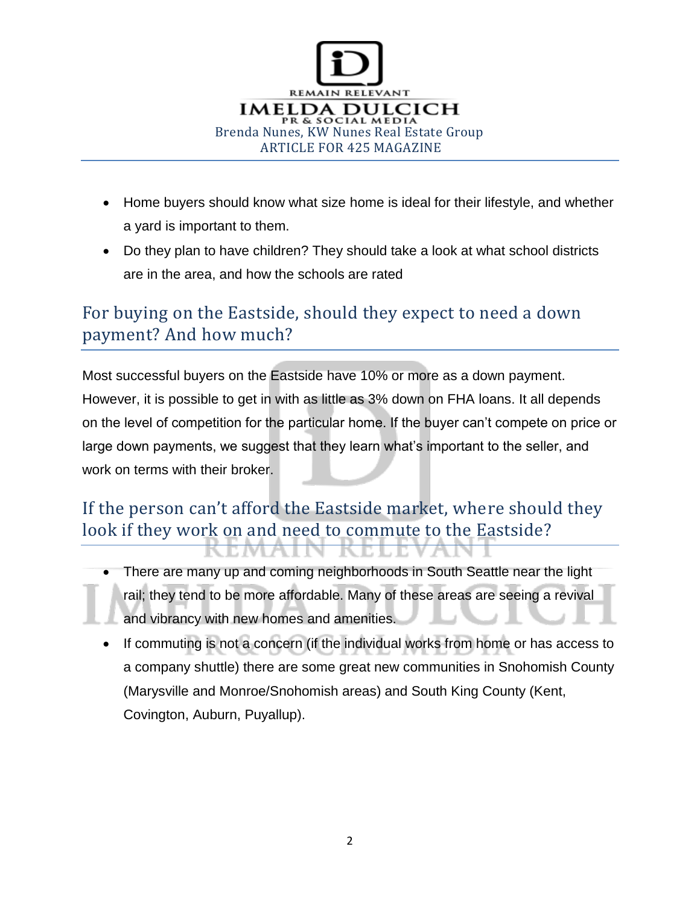- Home buyers should know what size home is ideal for their lifestyle, and whether a yard is important to them.
- Do they plan to have children? They should take a look at what school districts are in the area, and how the schools are rated

## For buying on the Eastside, should they expect to need a down payment? And how much?

Most successful buyers on the Eastside have 10% or more as a down payment. However, it is possible to get in with as little as 3% down on FHA loans. It all depends on the level of competition for the particular home. If the buyer can't compete on price or large down payments, we suggest that they learn what's important to the seller, and work on terms with their broker.

## If the person can't afford the Eastside market, where should they look if they work on and need to commute to the Eastside?

- There are many up and coming neighborhoods in South Seattle near the light rail; they tend to be more affordable. Many of these areas are seeing a revival and vibrancy with new homes and amenities.
- If commuting is not a concern (if the individual works from home or has access to a company shuttle) there are some great new communities in Snohomish County (Marysville and Monroe/Snohomish areas) and South King County (Kent, Covington, Auburn, Puyallup).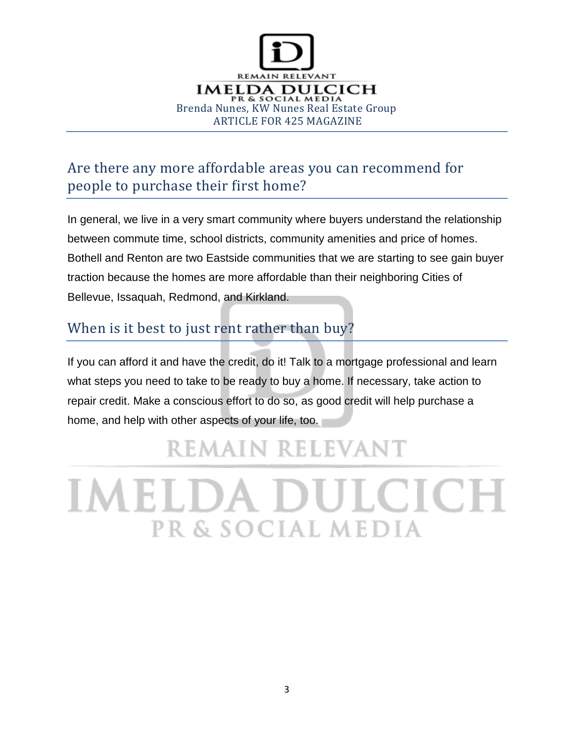## Are there any more affordable areas you can recommend for people to purchase their first home?

In general, we live in a very smart community where buyers understand the relationship between commute time, school districts, community amenities and price of homes. Bothell and Renton are two Eastside communities that we are starting to see gain buyer traction because the homes are more affordable than their neighboring Cities of Bellevue, Issaquah, Redmond, and Kirkland.

## When is it best to just rent rather than buy?

If you can afford it and have the credit, do it! Talk to a mortgage professional and learn what steps you need to take to be ready to buy a home. If necessary, take action to repair credit. Make a conscious effort to do so, as good credit will help purchase a home, and help with other aspects of your life, too.